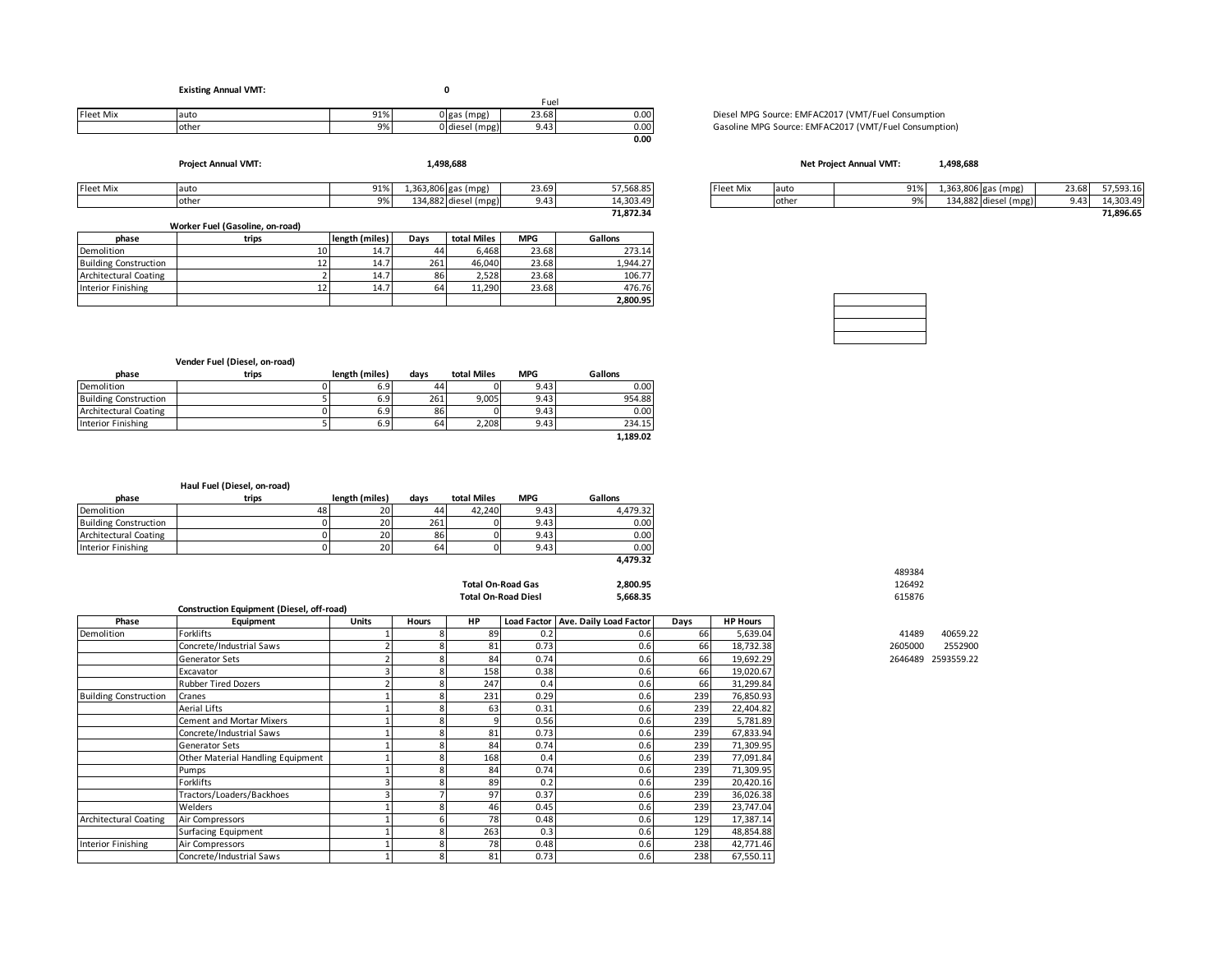**Existing Annual VMT:** 0

| Fleet Mix | | | | Fuel | |
|---|---|---|---|---|---|
| Fleet Mix | auto | 91% | 0 gas (mpg) | 23.68 | 0.00 |
| | other | 9% | 0 diesel (mpg) | 9.43 | 0.00 |
| | | | | | **0.00** |

Diesel MPG Source: EMFAC2017 (VMT/Fuel Consumption)
Gasoline MPG Source: EMFAC2017 (VMT/Fuel Consumption)

**Project Annual VMT:** 1,498,688

| Fleet Mix | | | | | |
|---|---|---|---|---|---|
| Fleet Mix | auto | 91% | 1,363,806 gas (mpg) | 23.69 | 57,568.85 |
| | other | 9% | 134,882 diesel (mpg) | 9.43 | 14,303.49 |
| | | | | | **71,872.34** |

**Net Project Annual VMT:** 1,498,688

| Fleet Mix | | | | | |
|---|---|---|---|---|---|
| Fleet Mix | auto | 91% | 1,363,806 gas (mpg) | 23.68 | 57,593.16 |
| | other | 9% | 134,882 diesel (mpg) | 9.43 | 14,303.49 |
| | | | | | **71,896.65** |

**Worker Fuel (Gasoline, on-road)**

| phase | trips | length (miles) | Days | total Miles | MPG | Gallons |
|---|---|---|---|---|---|---|
| Demolition | 10 | 14.7 | 44 | 6,468 | 23.68 | 273.14 |
| Building Construction | 12 | 14.7 | 261 | 46,040 | 23.68 | 1,944.27 |
| Architectural Coating | 2 | 14.7 | 86 | 2,528 | 23.68 | 106.77 |
| Interior Finishing | 12 | 14.7 | 64 | 11,290 | 23.68 | 476.76 |
| | | | | | | **2,800.95** |

**Vender Fuel (Diesel, on-road)**

| phase | trips | length (miles) | days | total Miles | MPG | Gallons |
|---|---|---|---|---|---|---|
| Demolition | 0 | 6.9 | 44 | 0 | 9.43 | 0.00 |
| Building Construction | 5 | 6.9 | 261 | 9,005 | 9.43 | 954.88 |
| Architectural Coating | 0 | 6.9 | 86 | 0 | 9.43 | 0.00 |
| Interior Finishing | 5 | 6.9 | 64 | 2,208 | 9.43 | 234.15 |
| | | | | | | **1,189.02** |

**Haul Fuel (Diesel, on-road)**

| phase | trips | length (miles) | days | total Miles | MPG | Gallons |
|---|---|---|---|---|---|---|
| Demolition | 48 | 20 | 44 | 42,240 | 9.43 | 4,479.32 |
| Building Construction | 0 | 20 | 261 | 0 | 9.43 | 0.00 |
| Architectural Coating | 0 | 20 | 86 | 0 | 9.43 | 0.00 |
| Interior Finishing | 0 | 20 | 64 | 0 | 9.43 | 0.00 |
| | | | | | | **4,479.32** |

**Total On-Road Gas** 2,800.95
**Total On-Road Diesl** 5,668.35

489384
126492
615876

**Construction Equipment (Diesel, off-road)**

| Phase | Equipment | Units | Hours | HP | Load Factor | Ave. Daily Load Factor | Days | HP Hours |
|---|---|---|---|---|---|---|---|---|
| Demolition | Forklifts | 1 | 8 | 89 | 0.2 | 0.6 | 66 | 5,639.04 |
| | Concrete/Industrial Saws | 2 | 8 | 81 | 0.73 | 0.6 | 66 | 18,732.38 |
| | Generator Sets | 2 | 8 | 84 | 0.74 | 0.6 | 66 | 19,692.29 |
| | Excavator | 3 | 8 | 158 | 0.38 | 0.6 | 66 | 19,020.67 |
| | Rubber Tired Dozers | 2 | 8 | 247 | 0.4 | 0.6 | 66 | 31,299.84 |
| Building Construction | Cranes | 1 | 8 | 231 | 0.29 | 0.6 | 239 | 76,850.93 |
| | Aerial Lifts | 1 | 8 | 63 | 0.31 | 0.6 | 239 | 22,404.82 |
| | Cement and Mortar Mixers | 1 | 8 | 9 | 0.56 | 0.6 | 239 | 5,781.89 |
| | Concrete/Industrial Saws | 1 | 8 | 81 | 0.73 | 0.6 | 239 | 67,833.94 |
| | Generator Sets | 1 | 8 | 84 | 0.74 | 0.6 | 239 | 71,309.95 |
| | Other Material Handling Equipment | 1 | 8 | 168 | 0.4 | 0.6 | 239 | 77,091.84 |
| | Pumps | 1 | 8 | 84 | 0.74 | 0.6 | 239 | 71,309.95 |
| | Forklifts | 3 | 8 | 89 | 0.2 | 0.6 | 239 | 20,420.16 |
| | Tractors/Loaders/Backhoes | 3 | 7 | 97 | 0.37 | 0.6 | 239 | 36,026.38 |
| | Welders | 1 | 8 | 46 | 0.45 | 0.6 | 239 | 23,747.04 |
| Architectural Coating | Air Compressors | 1 | 6 | 78 | 0.48 | 0.6 | 129 | 17,387.14 |
| | Surfacing Equipment | 1 | 8 | 263 | 0.3 | 0.6 | 129 | 48,854.88 |
| Interior Finishing | Air Compressors | 1 | 8 | 78 | 0.48 | 0.6 | 238 | 42,771.46 |
| | Concrete/Industrial Saws | 1 | 8 | 81 | 0.73 | 0.6 | 238 | 67,550.11 |

| | |
|---|---|
| 41489 | 40659.22 |
| 2605000 | 2552900 |
| 2646489 | 2593559.22 |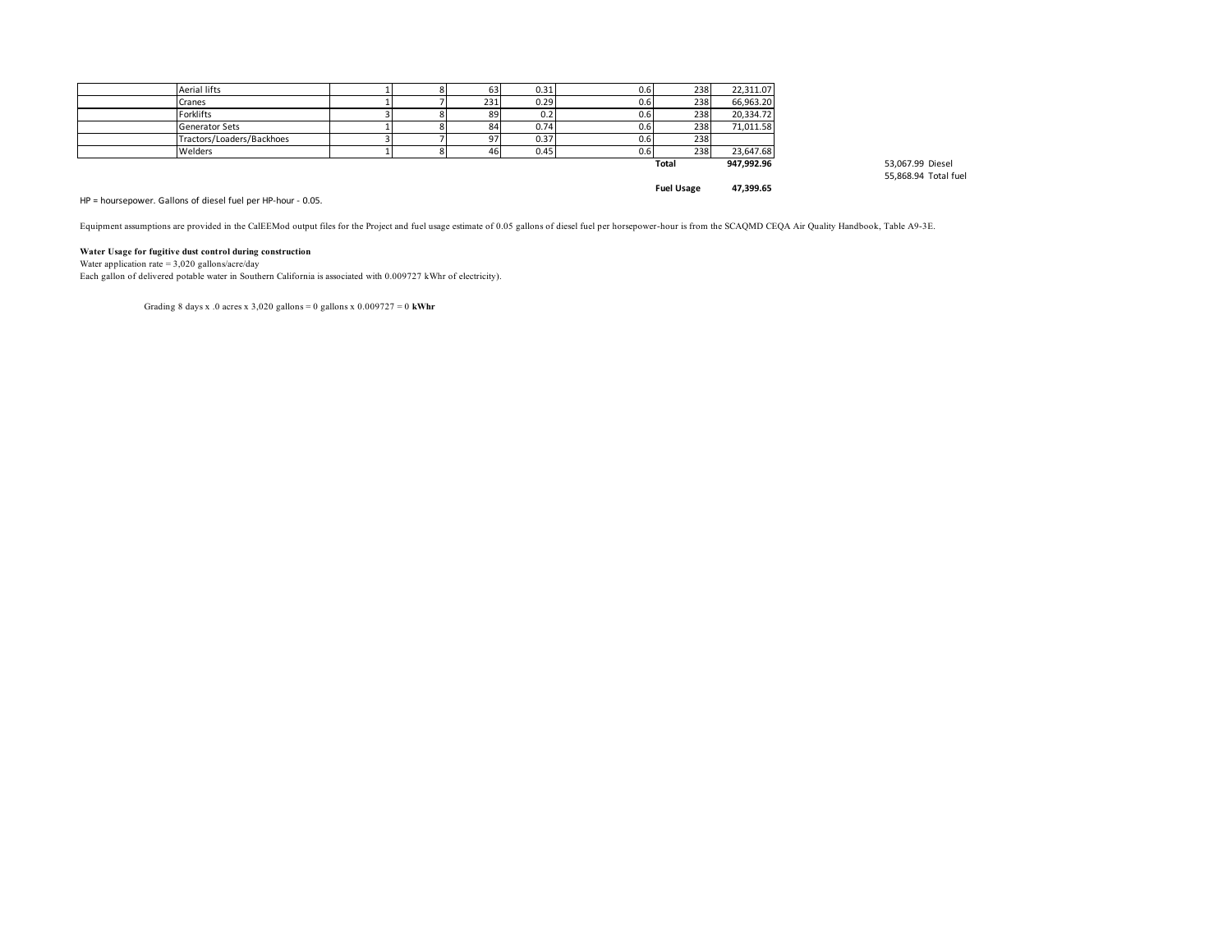| | Equipment | Count | Hours | HP | Load Factor | | Days | HP-hours |
|---|---|---|---|---|---|---|---|---|
| | Aerial lifts | 1 | 8 | 63 | 0.31 | 0.6 | 238 | 22,311.07 |
| | Cranes | 1 | 7 | 231 | 0.29 | 0.6 | 238 | 66,963.20 |
| | Forklifts | 3 | 8 | 89 | 0.2 | 0.6 | 238 | 20,334.72 |
| | Generator Sets | 1 | 8 | 84 | 0.74 | 0.6 | 238 | 71,011.58 |
| | Tractors/Loaders/Backhoes | 3 | 7 | 97 | 0.37 | 0.6 | 238 | |
| | Welders | 1 | 8 | 46 | 0.45 | 0.6 | 238 | 23,647.68 |
| | | | | | | | **Total** | **947,992.96** |
| | | | | | | | **Fuel Usage** | **47,399.65** |

53,067.99 Diesel

55,868.94 Total fuel

HP = hoursepower. Gallons of diesel fuel per HP-hour - 0.05.

Equipment assumptions are provided in the CalEEMod output files for the Project and fuel usage estimate of 0.05 gallons of diesel fuel per horsepower-hour is from the SCAQMD CEQA Air Quality Handbook, Table A9-3E.

**Water Usage for fugitive dust control during construction**

Water application rate = 3,020 gallons/acre/day

Each gallon of delivered potable water in Southern California is associated with 0.009727 kWhr of electricity).

Grading 8 days x .0 acres x 3,020 gallons = 0 gallons x 0.009727 = 0 **kWhr**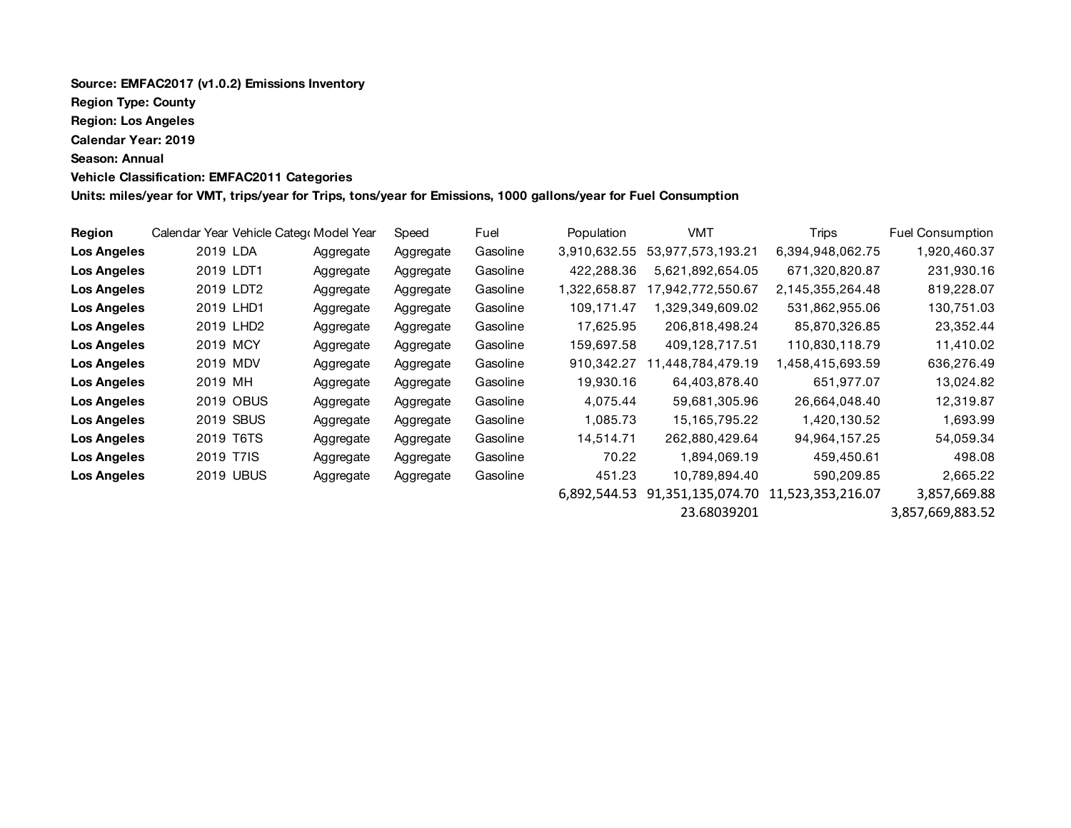**Source: EMFAC2017 (v1.0.2) Emissions Inventory**

**Region Type: County**

**Region: Los Angeles**

**Calendar Year: 2019**

**Season: Annual**

**Vehicle Classification: EMFAC2011 Categories**

**Units: miles/year for VMT, trips/year for Trips, tons/year for Emissions, 1000 gallons/year for Fuel Consumption**

| Region | Calendar Year | Vehicle Catego | Model Year | Speed | Fuel | Population | VMT | Trips | Fuel Consumption |
|---|---|---|---|---|---|---|---|---|---|
| **Los Angeles** | 2019 | LDA | Aggregate | Aggregate | Gasoline | 3,910,632.55 | 53,977,573,193.21 | 6,394,948,062.75 | 1,920,460.37 |
| **Los Angeles** | 2019 | LDT1 | Aggregate | Aggregate | Gasoline | 422,288.36 | 5,621,892,654.05 | 671,320,820.87 | 231,930.16 |
| **Los Angeles** | 2019 | LDT2 | Aggregate | Aggregate | Gasoline | 1,322,658.87 | 17,942,772,550.67 | 2,145,355,264.48 | 819,228.07 |
| **Los Angeles** | 2019 | LHD1 | Aggregate | Aggregate | Gasoline | 109,171.47 | 1,329,349,609.02 | 531,862,955.06 | 130,751.03 |
| **Los Angeles** | 2019 | LHD2 | Aggregate | Aggregate | Gasoline | 17,625.95 | 206,818,498.24 | 85,870,326.85 | 23,352.44 |
| **Los Angeles** | 2019 | MCY | Aggregate | Aggregate | Gasoline | 159,697.58 | 409,128,717.51 | 110,830,118.79 | 11,410.02 |
| **Los Angeles** | 2019 | MDV | Aggregate | Aggregate | Gasoline | 910,342.27 | 11,448,784,479.19 | 1,458,415,693.59 | 636,276.49 |
| **Los Angeles** | 2019 | MH | Aggregate | Aggregate | Gasoline | 19,930.16 | 64,403,878.40 | 651,977.07 | 13,024.82 |
| **Los Angeles** | 2019 | OBUS | Aggregate | Aggregate | Gasoline | 4,075.44 | 59,681,305.96 | 26,664,048.40 | 12,319.87 |
| **Los Angeles** | 2019 | SBUS | Aggregate | Aggregate | Gasoline | 1,085.73 | 15,165,795.22 | 1,420,130.52 | 1,693.99 |
| **Los Angeles** | 2019 | T6TS | Aggregate | Aggregate | Gasoline | 14,514.71 | 262,880,429.64 | 94,964,157.25 | 54,059.34 |
| **Los Angeles** | 2019 | T7IS | Aggregate | Aggregate | Gasoline | 70.22 | 1,894,069.19 | 459,450.61 | 498.08 |
| **Los Angeles** | 2019 | UBUS | Aggregate | Aggregate | Gasoline | 451.23 | 10,789,894.40 | 590,209.85 | 2,665.22 |
| | | | | | | 6,892,544.53 | 91,351,135,074.70 | 11,523,353,216.07 | 3,857,669.88 |
| | | | | | | | 23.68039201 | | 3,857,669,883.52 |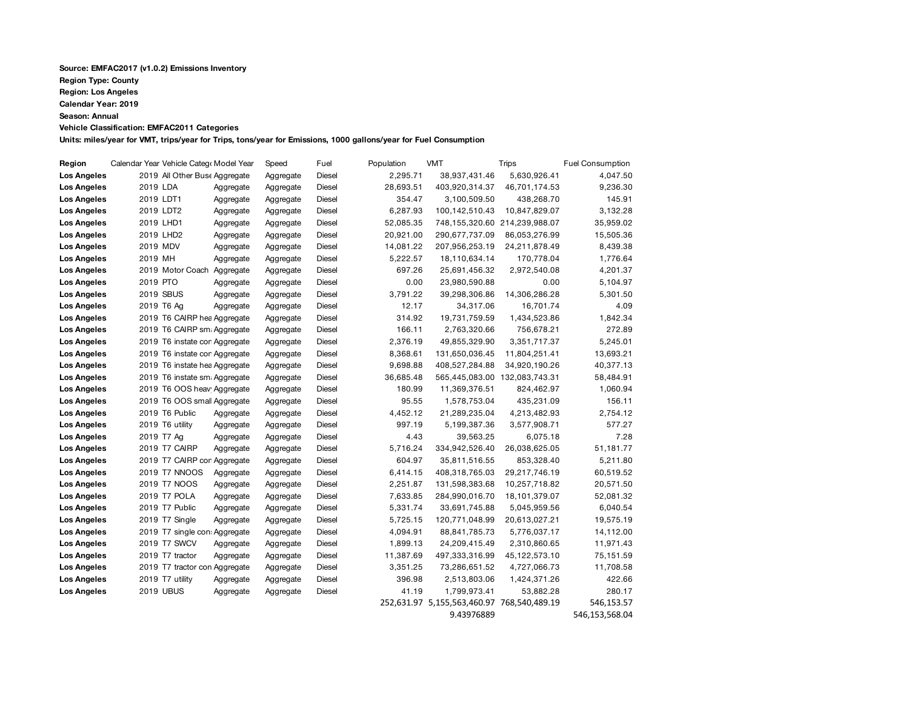**Source: EMFAC2017 (v1.0.2) Emissions Inventory**

**Region Type: County**

**Region: Los Angeles**

**Calendar Year: 2019**

**Season: Annual**

**Vehicle Classification: EMFAC2011 Categories**

**Units: miles/year for VMT, trips/year for Trips, tons/year for Emissions, 1000 gallons/year for Fuel Consumption**

| Region | Calendar Year | Vehicle Category | Model Year | Speed | Fuel | Population | VMT | Trips | Fuel Consumption |
|---|---|---|---|---|---|---|---|---|---|
| **Los Angeles** | 2019 | All Other Buse | Aggregate | Aggregate | Diesel | 2,295.71 | 38,937,431.46 | 5,630,926.41 | 4,047.50 |
| **Los Angeles** | 2019 | LDA | Aggregate | Aggregate | Diesel | 28,693.51 | 403,920,314.37 | 46,701,174.53 | 9,236.30 |
| **Los Angeles** | 2019 | LDT1 | Aggregate | Aggregate | Diesel | 354.47 | 3,100,509.50 | 438,268.70 | 145.91 |
| **Los Angeles** | 2019 | LDT2 | Aggregate | Aggregate | Diesel | 6,287.93 | 100,142,510.43 | 10,847,829.07 | 3,132.28 |
| **Los Angeles** | 2019 | LHD1 | Aggregate | Aggregate | Diesel | 52,085.35 | 748,155,320.60 | 214,239,988.07 | 35,959.02 |
| **Los Angeles** | 2019 | LHD2 | Aggregate | Aggregate | Diesel | 20,921.00 | 290,677,737.09 | 86,053,276.99 | 15,505.36 |
| **Los Angeles** | 2019 | MDV | Aggregate | Aggregate | Diesel | 14,081.22 | 207,956,253.19 | 24,211,878.49 | 8,439.38 |
| **Los Angeles** | 2019 | MH | Aggregate | Aggregate | Diesel | 5,222.57 | 18,110,634.14 | 170,778.04 | 1,776.64 |
| **Los Angeles** | 2019 | Motor Coach | Aggregate | Aggregate | Diesel | 697.26 | 25,691,456.32 | 2,972,540.08 | 4,201.37 |
| **Los Angeles** | 2019 | PTO | Aggregate | Aggregate | Diesel | 0.00 | 23,980,590.88 | 0.00 | 5,104.97 |
| **Los Angeles** | 2019 | SBUS | Aggregate | Aggregate | Diesel | 3,791.22 | 39,298,306.86 | 14,306,286.28 | 5,301.50 |
| **Los Angeles** | 2019 | T6 Ag | Aggregate | Aggregate | Diesel | 12.17 | 34,317.06 | 16,701.74 | 4.09 |
| **Los Angeles** | 2019 | T6 CAIRP hea | Aggregate | Aggregate | Diesel | 314.92 | 19,731,759.59 | 1,434,523.86 | 1,842.34 |
| **Los Angeles** | 2019 | T6 CAIRP sm | Aggregate | Aggregate | Diesel | 166.11 | 2,763,320.66 | 756,678.21 | 272.89 |
| **Los Angeles** | 2019 | T6 instate con | Aggregate | Aggregate | Diesel | 2,376.19 | 49,855,329.90 | 3,351,717.37 | 5,245.01 |
| **Los Angeles** | 2019 | T6 instate con | Aggregate | Aggregate | Diesel | 8,368.61 | 131,650,036.45 | 11,804,251.41 | 13,693.21 |
| **Los Angeles** | 2019 | T6 instate hea | Aggregate | Aggregate | Diesel | 9,698.88 | 408,527,284.88 | 34,920,190.26 | 40,377.13 |
| **Los Angeles** | 2019 | T6 instate sm | Aggregate | Aggregate | Diesel | 36,685.48 | 565,445,083.00 | 132,083,743.31 | 58,484.91 |
| **Los Angeles** | 2019 | T6 OOS heav | Aggregate | Aggregate | Diesel | 180.99 | 11,369,376.51 | 824,462.97 | 1,060.94 |
| **Los Angeles** | 2019 | T6 OOS small | Aggregate | Aggregate | Diesel | 95.55 | 1,578,753.04 | 435,231.09 | 156.11 |
| **Los Angeles** | 2019 | T6 Public | Aggregate | Aggregate | Diesel | 4,452.12 | 21,289,235.04 | 4,213,482.93 | 2,754.12 |
| **Los Angeles** | 2019 | T6 utility | Aggregate | Aggregate | Diesel | 997.19 | 5,199,387.36 | 3,577,908.71 | 577.27 |
| **Los Angeles** | 2019 | T7 Ag | Aggregate | Aggregate | Diesel | 4.43 | 39,563.25 | 6,075.18 | 7.28 |
| **Los Angeles** | 2019 | T7 CAIRP | Aggregate | Aggregate | Diesel | 5,716.24 | 334,942,526.40 | 26,038,625.05 | 51,181.77 |
| **Los Angeles** | 2019 | T7 CAIRP con | Aggregate | Aggregate | Diesel | 604.97 | 35,811,516.55 | 853,328.40 | 5,211.80 |
| **Los Angeles** | 2019 | T7 NNOOS | Aggregate | Aggregate | Diesel | 6,414.15 | 408,318,765.03 | 29,217,746.19 | 60,519.52 |
| **Los Angeles** | 2019 | T7 NOOS | Aggregate | Aggregate | Diesel | 2,251.87 | 131,598,383.68 | 10,257,718.82 | 20,571.50 |
| **Los Angeles** | 2019 | T7 POLA | Aggregate | Aggregate | Diesel | 7,633.85 | 284,990,016.70 | 18,101,379.07 | 52,081.32 |
| **Los Angeles** | 2019 | T7 Public | Aggregate | Aggregate | Diesel | 5,331.74 | 33,691,745.88 | 5,045,959.56 | 6,040.54 |
| **Los Angeles** | 2019 | T7 Single | Aggregate | Aggregate | Diesel | 5,725.15 | 120,771,048.99 | 20,613,027.21 | 19,575.19 |
| **Los Angeles** | 2019 | T7 single con | Aggregate | Aggregate | Diesel | 4,094.91 | 88,841,785.73 | 5,776,037.17 | 14,112.00 |
| **Los Angeles** | 2019 | T7 SWCV | Aggregate | Aggregate | Diesel | 1,899.13 | 24,209,415.49 | 2,310,860.65 | 11,971.43 |
| **Los Angeles** | 2019 | T7 tractor | Aggregate | Aggregate | Diesel | 11,387.69 | 497,333,316.99 | 45,122,573.10 | 75,151.59 |
| **Los Angeles** | 2019 | T7 tractor con | Aggregate | Aggregate | Diesel | 3,351.25 | 73,286,651.52 | 4,727,066.73 | 11,708.58 |
| **Los Angeles** | 2019 | T7 utility | Aggregate | Aggregate | Diesel | 396.98 | 2,513,803.06 | 1,424,371.26 | 422.66 |
| **Los Angeles** | 2019 | UBUS | Aggregate | Aggregate | Diesel | 41.19 | 1,799,973.41 | 53,882.28 | 280.17 |
| | | | | | | 252,631.97 | 5,155,563,460.97 | 768,540,489.19 | 546,153.57 |
| | | | | | | | 9.43976889 | | 546,153,568.04 |